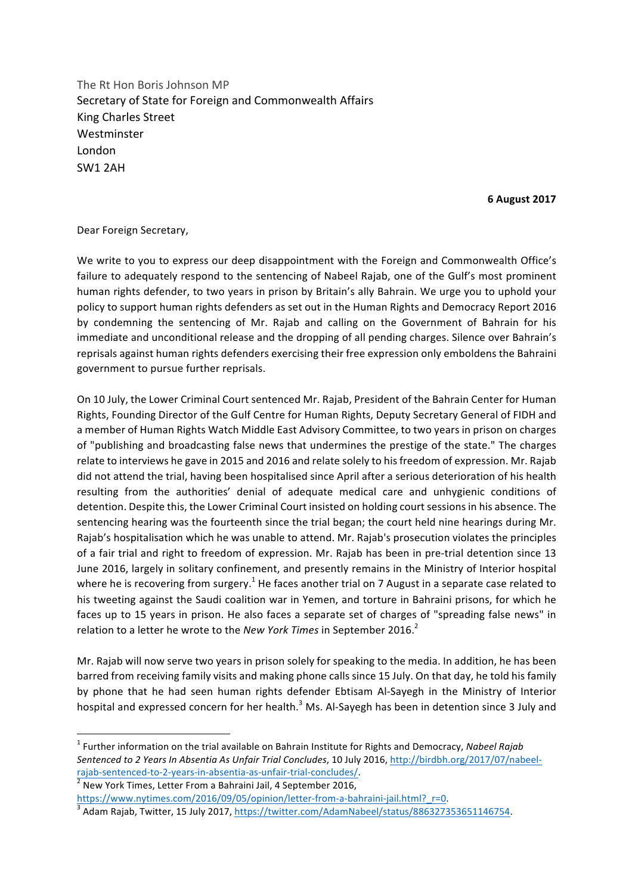The Rt Hon Boris Johnson MP
Secretary of State for Foreign and Commonwealth Affairs
King Charles Street
Westminster
London
SW1 2AH

**6 August 2017**

Dear Foreign Secretary,

We write to you to express our deep disappointment with the Foreign and Commonwealth Office's failure to adequately respond to the sentencing of Nabeel Rajab, one of the Gulf's most prominent human rights defender, to two years in prison by Britain's ally Bahrain. We urge you to uphold your policy to support human rights defenders as set out in the Human Rights and Democracy Report 2016 by condemning the sentencing of Mr. Rajab and calling on the Government of Bahrain for his immediate and unconditional release and the dropping of all pending charges. Silence over Bahrain's reprisals against human rights defenders exercising their free expression only emboldens the Bahraini government to pursue further reprisals.

On 10 July, the Lower Criminal Court sentenced Mr. Rajab, President of the Bahrain Center for Human Rights, Founding Director of the Gulf Centre for Human Rights, Deputy Secretary General of FIDH and a member of Human Rights Watch Middle East Advisory Committee, to two years in prison on charges of "publishing and broadcasting false news that undermines the prestige of the state." The charges relate to interviews he gave in 2015 and 2016 and relate solely to his freedom of expression. Mr. Rajab did not attend the trial, having been hospitalised since April after a serious deterioration of his health resulting from the authorities' denial of adequate medical care and unhygienic conditions of detention. Despite this, the Lower Criminal Court insisted on holding court sessions in his absence. The sentencing hearing was the fourteenth since the trial began; the court held nine hearings during Mr. Rajab's hospitalisation which he was unable to attend. Mr. Rajab's prosecution violates the principles of a fair trial and right to freedom of expression. Mr. Rajab has been in pre-trial detention since 13 June 2016, largely in solitary confinement, and presently remains in the Ministry of Interior hospital where he is recovering from surgery.[1] He faces another trial on 7 August in a separate case related to his tweeting against the Saudi coalition war in Yemen, and torture in Bahraini prisons, for which he faces up to 15 years in prison. He also faces a separate set of charges of "spreading false news" in relation to a letter he wrote to the *New York Times* in September 2016.[2]

Mr. Rajab will now serve two years in prison solely for speaking to the media. In addition, he has been barred from receiving family visits and making phone calls since 15 July. On that day, he told his family by phone that he had seen human rights defender Ebtisam Al-Sayegh in the Ministry of Interior hospital and expressed concern for her health.[3] Ms. Al-Sayegh has been in detention since 3 July and

---

[1] Further information on the trial available on Bahrain Institute for Rights and Democracy, *Nabeel Rajab Sentenced to 2 Years In Absentia As Unfair Trial Concludes*, 10 July 2016, http://birdbh.org/2017/07/nabeel-rajab-sentenced-to-2-years-in-absentia-as-unfair-trial-concludes/.

[2] New York Times, Letter From a Bahraini Jail, 4 September 2016, https://www.nytimes.com/2016/09/05/opinion/letter-from-a-bahraini-jail.html?_r=0.

[3] Adam Rajab, Twitter, 15 July 2017, https://twitter.com/AdamNabeel/status/886327353651146754.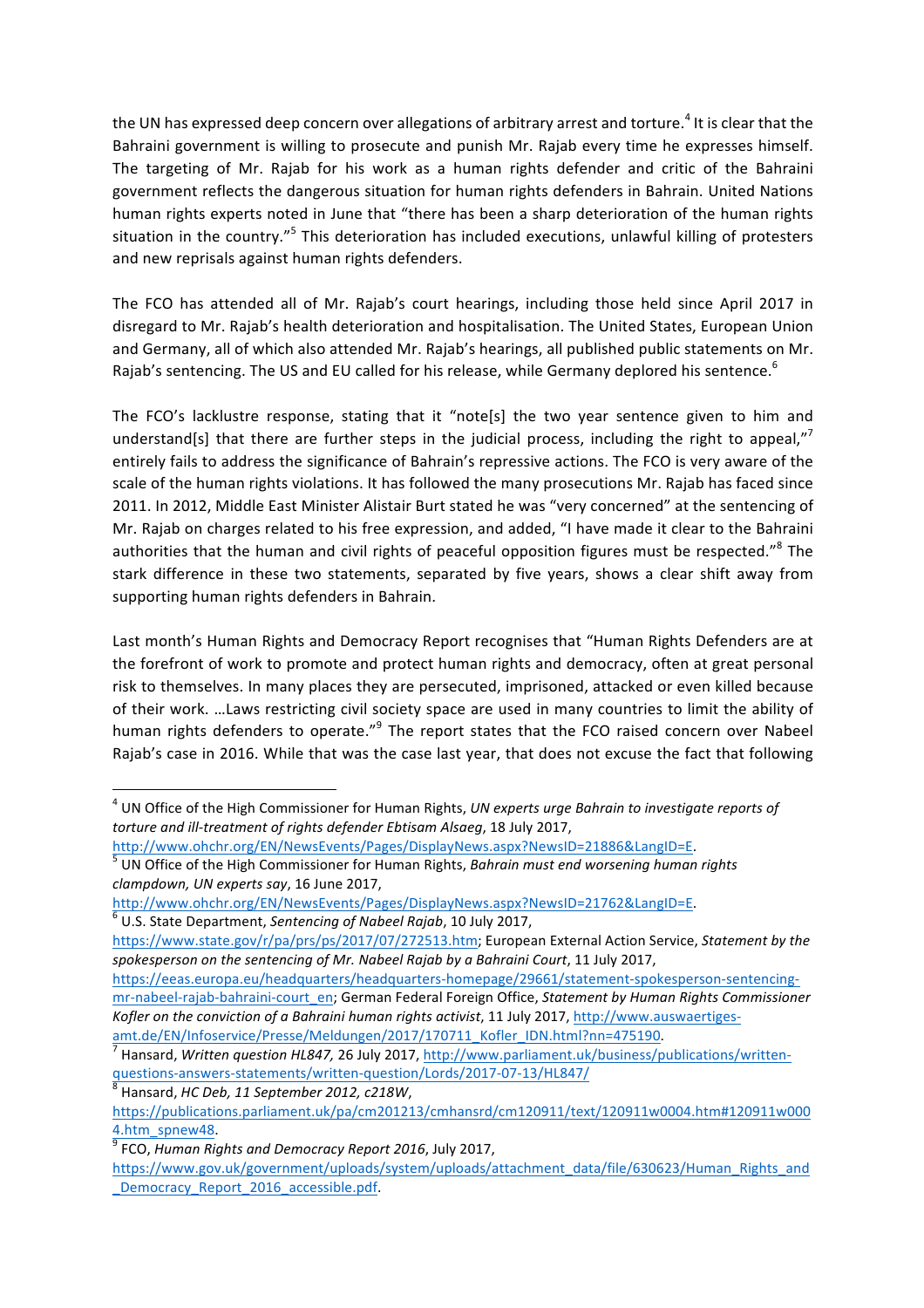the UN has expressed deep concern over allegations of arbitrary arrest and torture.[4] It is clear that the Bahraini government is willing to prosecute and punish Mr. Rajab every time he expresses himself. The targeting of Mr. Rajab for his work as a human rights defender and critic of the Bahraini government reflects the dangerous situation for human rights defenders in Bahrain. United Nations human rights experts noted in June that "there has been a sharp deterioration of the human rights situation in the country."[5] This deterioration has included executions, unlawful killing of protesters and new reprisals against human rights defenders.

The FCO has attended all of Mr. Rajab's court hearings, including those held since April 2017 in disregard to Mr. Rajab's health deterioration and hospitalisation. The United States, European Union and Germany, all of which also attended Mr. Rajab's hearings, all published public statements on Mr. Rajab's sentencing. The US and EU called for his release, while Germany deplored his sentence.[6]

The FCO's lacklustre response, stating that it "note[s] the two year sentence given to him and understand[s] that there are further steps in the judicial process, including the right to appeal,"[7] entirely fails to address the significance of Bahrain's repressive actions. The FCO is very aware of the scale of the human rights violations. It has followed the many prosecutions Mr. Rajab has faced since 2011. In 2012, Middle East Minister Alistair Burt stated he was "very concerned" at the sentencing of Mr. Rajab on charges related to his free expression, and added, "I have made it clear to the Bahraini authorities that the human and civil rights of peaceful opposition figures must be respected."[8] The stark difference in these two statements, separated by five years, shows a clear shift away from supporting human rights defenders in Bahrain.

Last month's Human Rights and Democracy Report recognises that "Human Rights Defenders are at the forefront of work to promote and protect human rights and democracy, often at great personal risk to themselves. In many places they are persecuted, imprisoned, attacked or even killed because of their work. …Laws restricting civil society space are used in many countries to limit the ability of human rights defenders to operate."[9] The report states that the FCO raised concern over Nabeel Rajab's case in 2016. While that was the case last year, that does not excuse the fact that following

---

[4] UN Office of the High Commissioner for Human Rights, *UN experts urge Bahrain to investigate reports of torture and ill-treatment of rights defender Ebtisam Alsaeg*, 18 July 2017, http://www.ohchr.org/EN/NewsEvents/Pages/DisplayNews.aspx?NewsID=21886&LangID=E.

[5] UN Office of the High Commissioner for Human Rights, *Bahrain must end worsening human rights clampdown, UN experts say*, 16 June 2017, http://www.ohchr.org/EN/NewsEvents/Pages/DisplayNews.aspx?NewsID=21762&LangID=E.

[6] U.S. State Department, *Sentencing of Nabeel Rajab*, 10 July 2017, https://www.state.gov/r/pa/prs/ps/2017/07/272513.htm; European External Action Service, *Statement by the spokesperson on the sentencing of Mr. Nabeel Rajab by a Bahraini Court*, 11 July 2017, https://eeas.europa.eu/headquarters/headquarters-homepage/29661/statement-spokesperson-sentencing-mr-nabeel-rajab-bahraini-court_en; German Federal Foreign Office, *Statement by Human Rights Commissioner Kofler on the conviction of a Bahraini human rights activist*, 11 July 2017, http://www.auswaertiges-amt.de/EN/Infoservice/Presse/Meldungen/2017/170711_Kofler_IDN.html?nn=475190.

[7] Hansard, *Written question HL847,* 26 July 2017, http://www.parliament.uk/business/publications/written-questions-answers-statements/written-question/Lords/2017-07-13/HL847/

[8] Hansard, *HC Deb, 11 September 2012, c218W*, https://publications.parliament.uk/pa/cm201213/cmhansrd/cm120911/text/120911w0004.htm#120911w0004.htm_spnew48.

[9] FCO, *Human Rights and Democracy Report 2016*, July 2017, https://www.gov.uk/government/uploads/system/uploads/attachment_data/file/630623/Human_Rights_and_Democracy_Report_2016_accessible.pdf.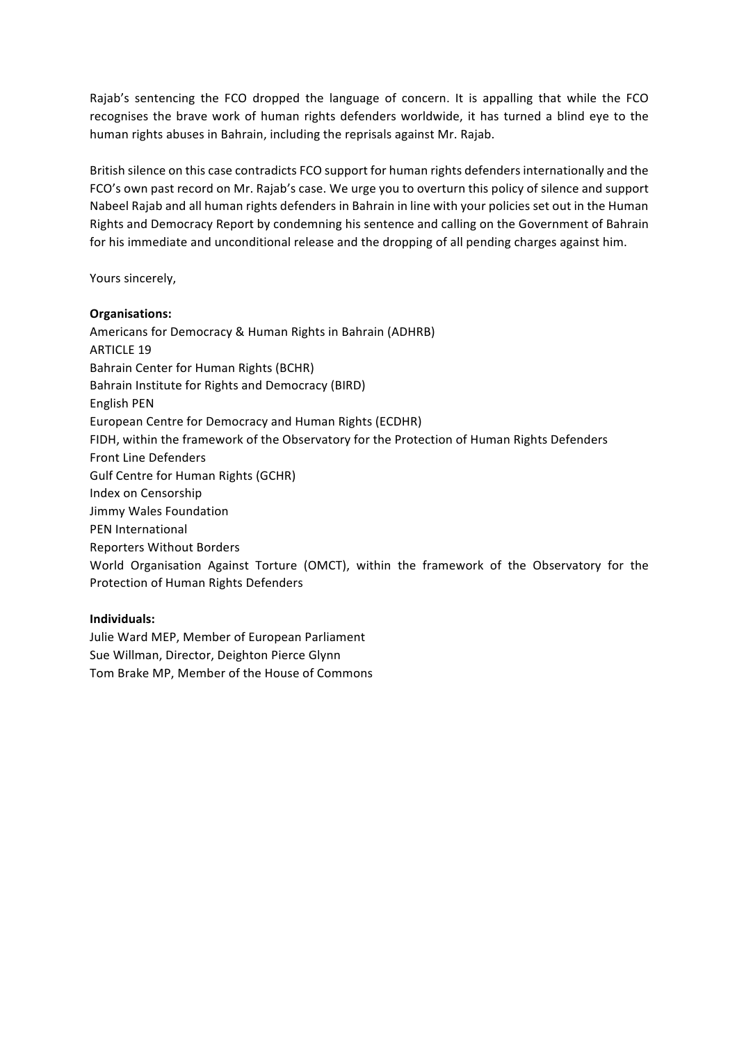Rajab's sentencing the FCO dropped the language of concern. It is appalling that while the FCO recognises the brave work of human rights defenders worldwide, it has turned a blind eye to the human rights abuses in Bahrain, including the reprisals against Mr. Rajab.

British silence on this case contradicts FCO support for human rights defenders internationally and the FCO's own past record on Mr. Rajab's case. We urge you to overturn this policy of silence and support Nabeel Rajab and all human rights defenders in Bahrain in line with your policies set out in the Human Rights and Democracy Report by condemning his sentence and calling on the Government of Bahrain for his immediate and unconditional release and the dropping of all pending charges against him.

Yours sincerely,

**Organisations:**
Americans for Democracy & Human Rights in Bahrain (ADHRB)
ARTICLE 19
Bahrain Center for Human Rights (BCHR)
Bahrain Institute for Rights and Democracy (BIRD)
English PEN
European Centre for Democracy and Human Rights (ECDHR)
FIDH, within the framework of the Observatory for the Protection of Human Rights Defenders
Front Line Defenders
Gulf Centre for Human Rights (GCHR)
Index on Censorship
Jimmy Wales Foundation
PEN International
Reporters Without Borders
World Organisation Against Torture (OMCT), within the framework of the Observatory for the Protection of Human Rights Defenders

**Individuals:**
Julie Ward MEP, Member of European Parliament
Sue Willman, Director, Deighton Pierce Glynn
Tom Brake MP, Member of the House of Commons